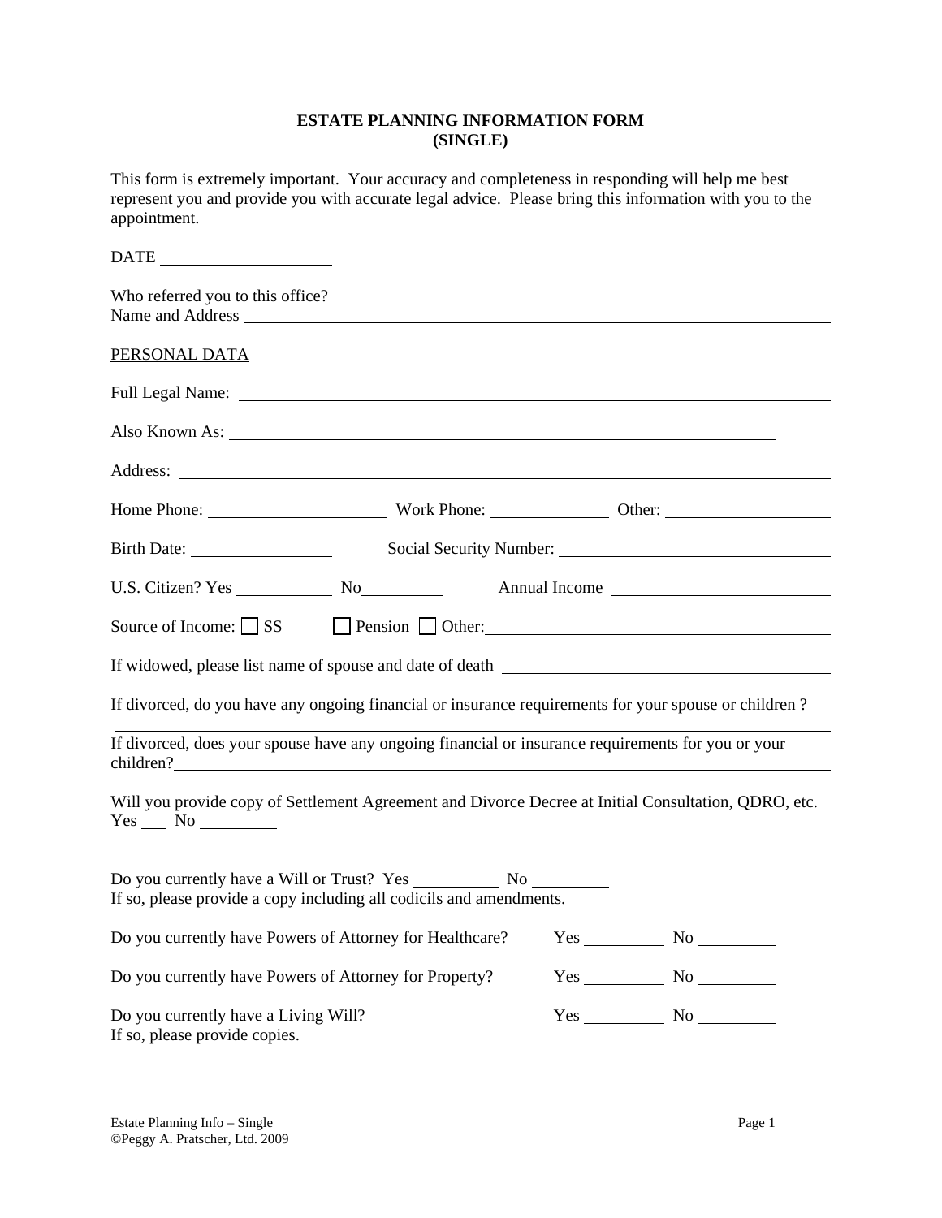# ESTATE PLANNING INFORMATION FORM
## (SINGLE)

This form is extremely important. Your accuracy and completeness in responding will help me best represent you and provide you with accurate legal advice. Please bring this information with you to the appointment.

DATE ____________________

Who referred you to this office?
Name and Address ________________________________________________________________

PERSONAL DATA

Full Legal Name: ________________________________________________________________

Also Known As: __________________________________________________________

Address: ______________________________________________________________________

Home Phone: ____________________ Work Phone: _____________ Other: __________________

Birth Date: ________________ Social Security Number: ______________________________

U.S. Citizen? Yes ___________ No_________ Annual Income ________________________

Source of Income: ☐ SS ☐ Pension ☐ Other:________________________________________

If widowed, please list name of spouse and date of death ____________________________________

If divorced, do you have any ongoing financial or insurance requirements for your spouse or children ?
__________________________________________________________________________________

If divorced, does your spouse have any ongoing financial or insurance requirements for you or your children?_______________________________________________________________________

Will you provide copy of Settlement Agreement and Divorce Decree at Initial Consultation, QDRO, etc.
Yes ___ No _________

Do you currently have a Will or Trust? Yes __________ No _________
If so, please provide a copy including all codicils and amendments.

Do you currently have Powers of Attorney for Healthcare? Yes _________ No _________

Do you currently have Powers of Attorney for Property? Yes _________ No _________

Do you currently have a Living Will? Yes _________ No _________
If so, please provide copies.

Estate Planning Info – Single
©Peggy A. Pratscher, Ltd. 2009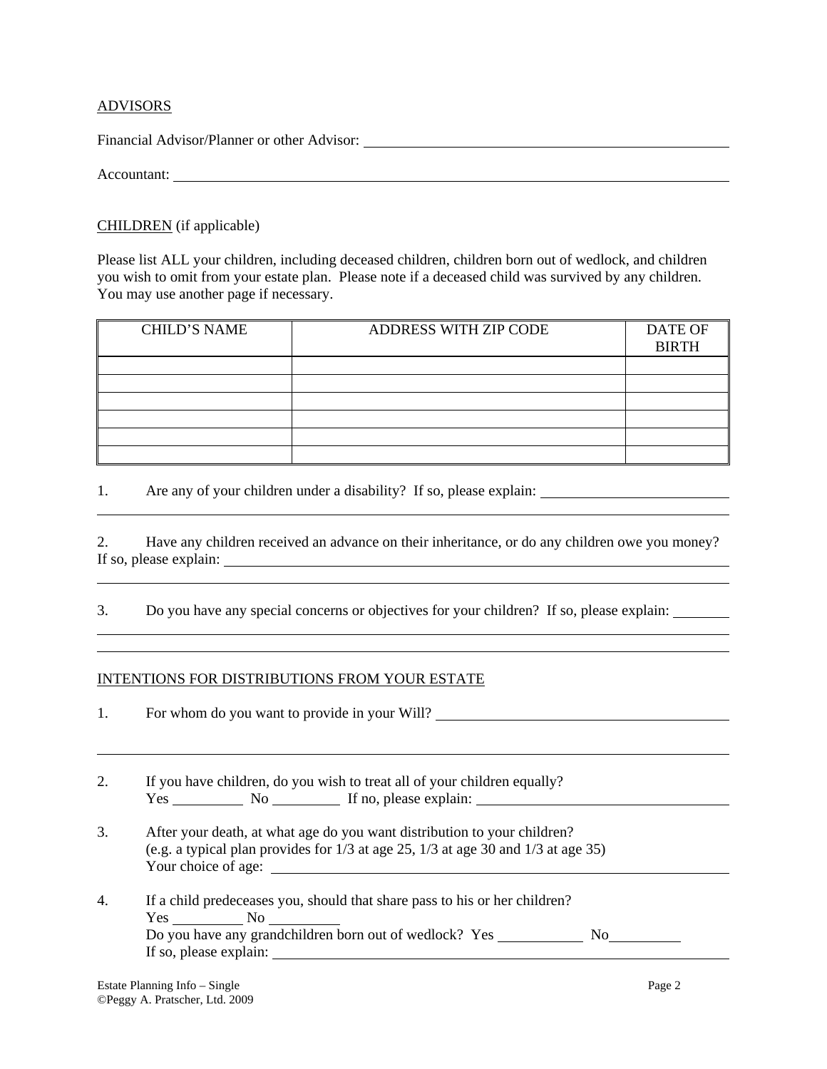ADVISORS

Financial Advisor/Planner or other Advisor: ______________________________

Accountant: ______________________________

CHILDREN (if applicable)

Please list ALL your children, including deceased children, children born out of wedlock, and children you wish to omit from your estate plan. Please note if a deceased child was survived by any children. You may use another page if necessary.

| CHILD'S NAME | ADDRESS WITH ZIP CODE | DATE OF BIRTH |
|---|---|---|
| | | |
| | | |
| | | |
| | | |
| | | |
| | | |

1. Are any of your children under a disability? If so, please explain: ______________________________

2. Have any children received an advance on their inheritance, or do any children owe you money? If so, please explain: ______________________________

3. Do you have any special concerns or objectives for your children? If so, please explain: ______________________________

INTENTIONS FOR DISTRIBUTIONS FROM YOUR ESTATE

1. For whom do you want to provide in your Will? ______________________________

2. If you have children, do you wish to treat all of your children equally?
   Yes ________ No ________ If no, please explain: ______________________________

3. After your death, at what age do you want distribution to your children?
   (e.g. a typical plan provides for 1/3 at age 25, 1/3 at age 30 and 1/3 at age 35)
   Your choice of age: ______________________________

4. If a child predeceases you, should that share pass to his or her children?
   Yes ________ No ________
   Do you have any grandchildren born out of wedlock? Yes ________ No ________
   If so, please explain: ______________________________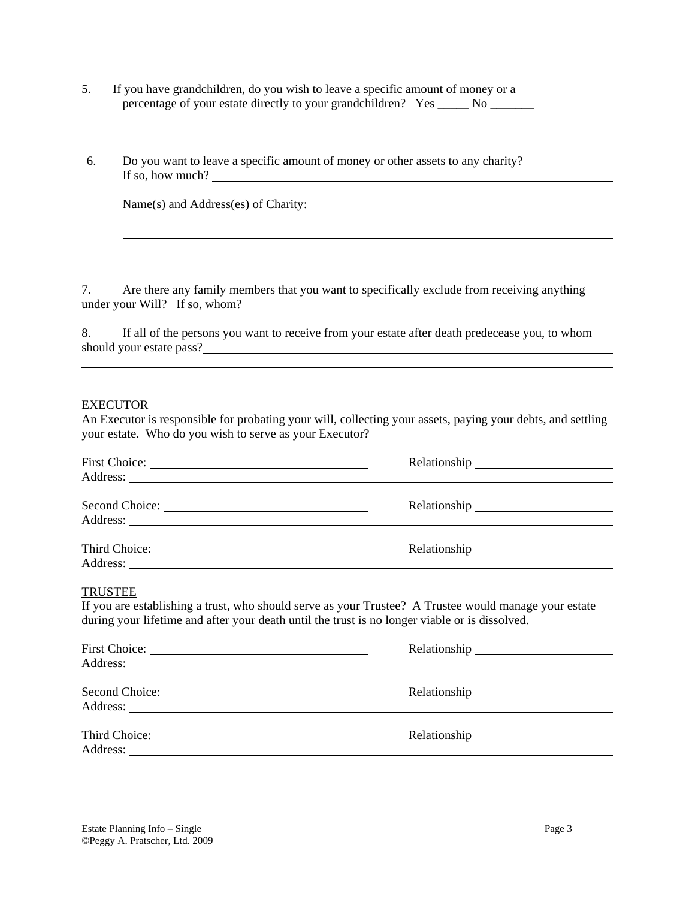5. If you have grandchildren, do you wish to leave a specific amount of money or a percentage of your estate directly to your grandchildren? Yes _____ No _______

______________________________________________________________________

6. Do you want to leave a specific amount of money or other assets to any charity? If so, how much? ______________________________________________________

Name(s) and Address(es) of Charity: ______________________________________

______________________________________________________________________

______________________________________________________________________

7. Are there any family members that you want to specifically exclude from receiving anything under your Will? If so, whom? ______________________________________________

8. If all of the persons you want to receive from your estate after death predecease you, to whom should your estate pass?______________________________________________________

______________________________________________________________________

<u>EXECUTOR</u>

An Executor is responsible for probating your will, collecting your assets, paying your debts, and settling your estate. Who do you wish to serve as your Executor?

First Choice: ______________________________ Relationship ____________________
Address: ________________________________________________________________

Second Choice: ____________________________ Relationship ____________________
Address: ________________________________________________________________

Third Choice: ______________________________ Relationship ____________________
Address: ________________________________________________________________

<u>TRUSTEE</u>

If you are establishing a trust, who should serve as your Trustee? A Trustee would manage your estate during your lifetime and after your death until the trust is no longer viable or is dissolved.

First Choice: ______________________________ Relationship ____________________
Address: ________________________________________________________________

Second Choice: ____________________________ Relationship ____________________
Address: ________________________________________________________________

Third Choice: ______________________________ Relationship ____________________
Address: ________________________________________________________________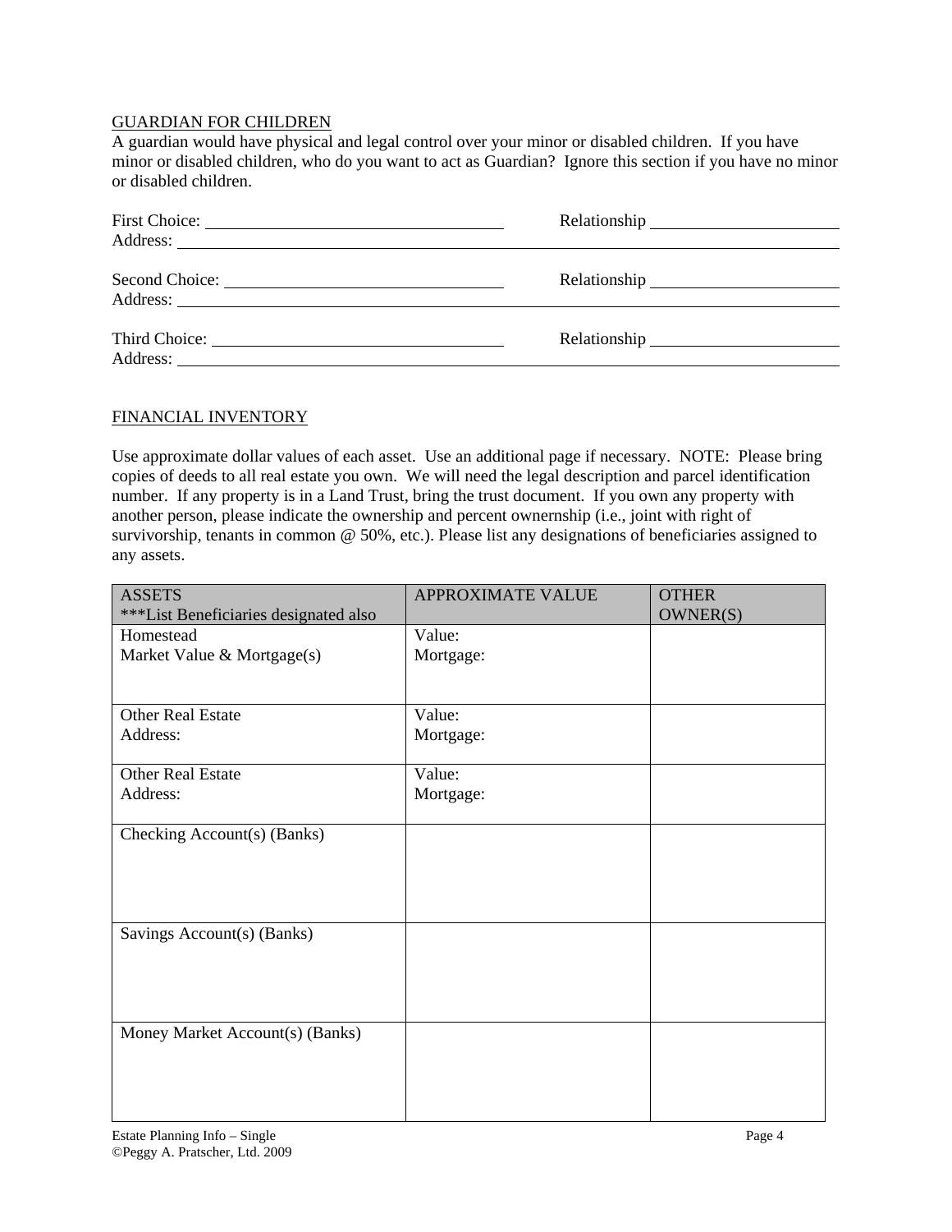GUARDIAN FOR CHILDREN

A guardian would have physical and legal control over your minor or disabled children. If you have minor or disabled children, who do you want to act as Guardian? Ignore this section if you have no minor or disabled children.

First Choice: ______________________________ Relationship ____________________
Address: ______________________________________________________________________

Second Choice: ______________________________ Relationship ____________________
Address: ______________________________________________________________________

Third Choice: ______________________________ Relationship ____________________
Address: ______________________________________________________________________

FINANCIAL INVENTORY

Use approximate dollar values of each asset. Use an additional page if necessary. NOTE: Please bring copies of deeds to all real estate you own. We will need the legal description and parcel identification number. If any property is in a Land Trust, bring the trust document. If you own any property with another person, please indicate the ownership and percent ownernship (i.e., joint with right of survivorship, tenants in common @ 50%, etc.). Please list any designations of beneficiaries assigned to any assets.

| ASSETS<br>***List Beneficiaries designated also | APPROXIMATE VALUE | OTHER OWNER(S) |
|---|---|---|
| Homestead<br>Market Value & Mortgage(s) | Value:<br>Mortgage: | |
| Other Real Estate<br>Address: | Value:<br>Mortgage: | |
| Other Real Estate<br>Address: | Value:<br>Mortgage: | |
| Checking Account(s) (Banks) | | |
| Savings Account(s) (Banks) | | |
| Money Market Account(s) (Banks) | | |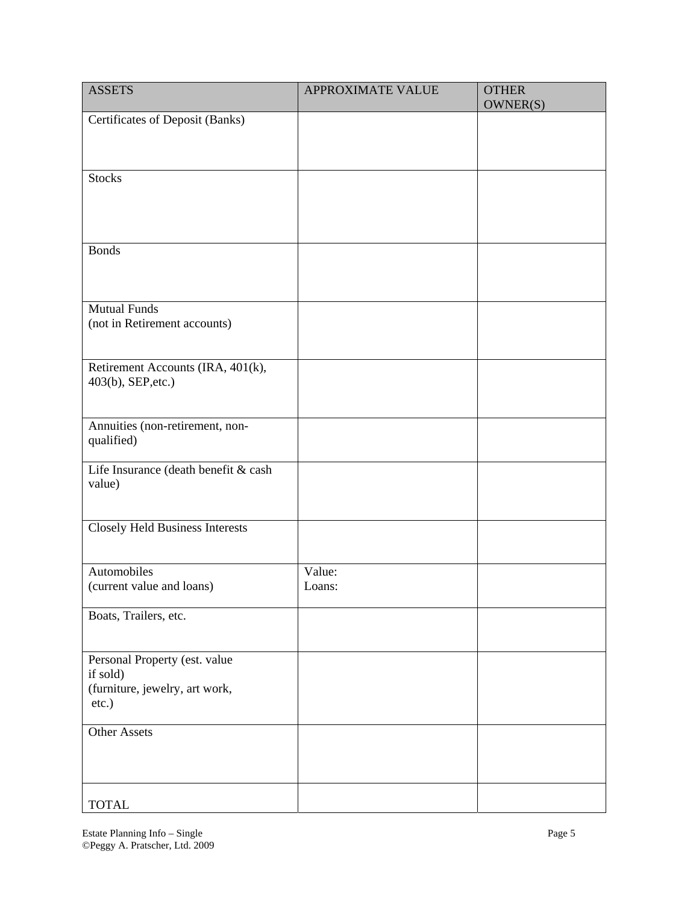| ASSETS | APPROXIMATE VALUE | OTHER OWNER(S) |
| --- | --- | --- |
| Certificates of Deposit (Banks) | | |
| Stocks | | |
| Bonds | | |
| Mutual Funds (not in Retirement accounts) | | |
| Retirement Accounts (IRA, 401(k), 403(b), SEP,etc.) | | |
| Annuities (non-retirement, non-qualified) | | |
| Life Insurance (death benefit & cash value) | | |
| Closely Held Business Interests | | |
| Automobiles (current value and loans) | Value: Loans: | |
| Boats, Trailers, etc. | | |
| Personal Property (est. value if sold) (furniture, jewelry, art work, etc.) | | |
| Other Assets | | |
| TOTAL | | |

Estate Planning Info – Single
©Peggy A. Pratscher, Ltd. 2009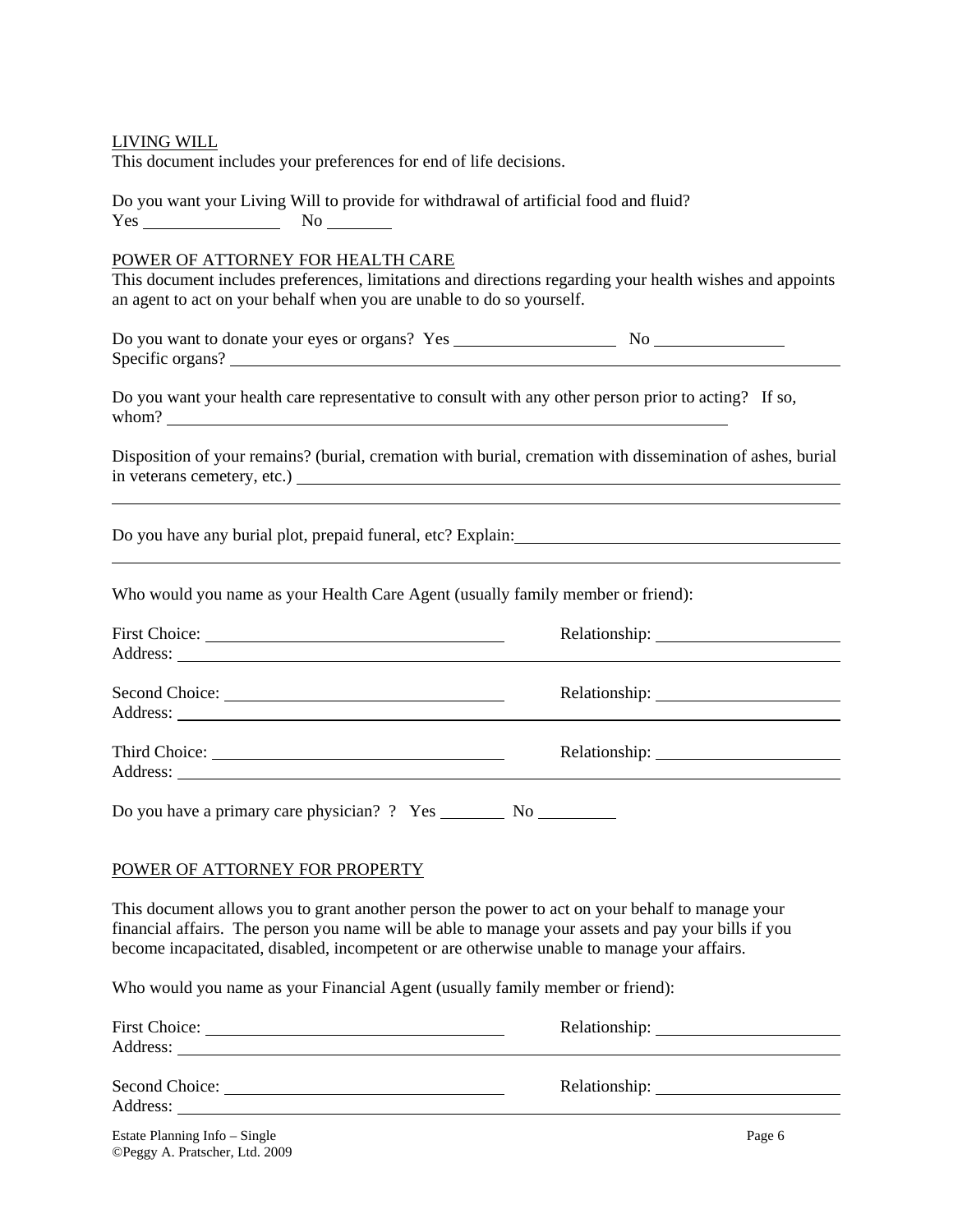LIVING WILL

This document includes your preferences for end of life decisions.

Do you want your Living Will to provide for withdrawal of artificial food and fluid?
Yes ________________ No ________

POWER OF ATTORNEY FOR HEALTH CARE

This document includes preferences, limitations and directions regarding your health wishes and appoints an agent to act on your behalf when you are unable to do so yourself.

Do you want to donate your eyes or organs? Yes ___________________ No _______________
Specific organs? ______________________________________________________________

Do you want your health care representative to consult with any other person prior to acting? If so, whom? ___________________________________________________________________

Disposition of your remains? (burial, cremation with burial, cremation with dissemination of ashes, burial in veterans cemetery, etc.) ____________________________________________________
______________________________________________________________________________

Do you have any burial plot, prepaid funeral, etc? Explain: ______________________________
______________________________________________________________________________

Who would you name as your Health Care Agent (usually family member or friend):

First Choice: ________________________________ Relationship: _____________________
Address: _____________________________________________________________________

Second Choice: ______________________________ Relationship: _____________________
Address: _____________________________________________________________________

Third Choice: ________________________________ Relationship: _____________________
Address: _____________________________________________________________________

Do you have a primary care physician? ? Yes ________ No _________

POWER OF ATTORNEY FOR PROPERTY

This document allows you to grant another person the power to act on your behalf to manage your financial affairs. The person you name will be able to manage your assets and pay your bills if you become incapacitated, disabled, incompetent or are otherwise unable to manage your affairs.

Who would you name as your Financial Agent (usually family member or friend):

First Choice: ________________________________ Relationship: _____________________
Address: _____________________________________________________________________

Second Choice: ______________________________ Relationship: _____________________
Address: _____________________________________________________________________

Estate Planning Info – Single
©Peggy A. Pratscher, Ltd. 2009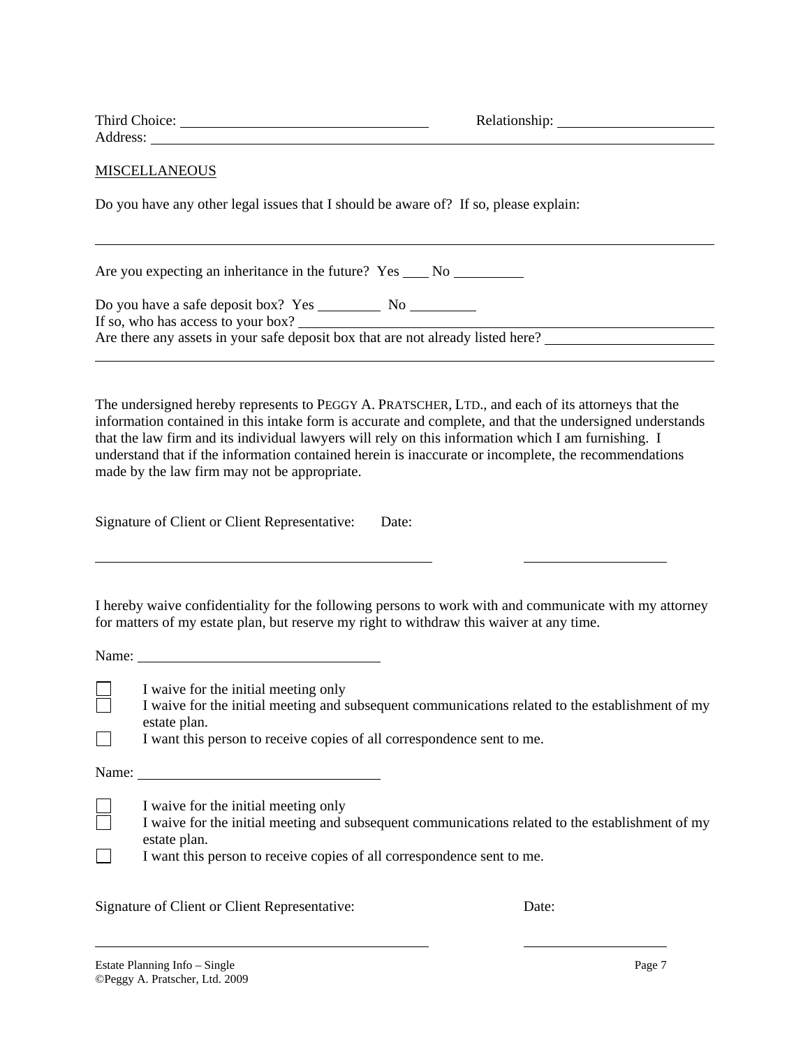Third Choice: ______________________ Relationship: ______________
Address: ______________________________________________

<u>MISCELLANEOUS</u>

Do you have any other legal issues that I should be aware of? If so, please explain:

______________________________________________

Are you expecting an inheritance in the future? Yes ____ No ______

Do you have a safe deposit box? Yes ______ No ______
If so, who has access to your box? ______________________________
Are there any assets in your safe deposit box that are not already listed here? ______________
______________________________________________

The undersigned hereby represents to PEGGY A. PRATSCHER, LTD., and each of its attorneys that the information contained in this intake form is accurate and complete, and that the undersigned understands that the law firm and its individual lawyers will rely on this information which I am furnishing. I understand that if the information contained herein is inaccurate or incomplete, the recommendations made by the law firm may not be appropriate.

Signature of Client or Client Representative: Date:

______________________________ ______________

I hereby waive confidentiality for the following persons to work with and communicate with my attorney for matters of my estate plan, but reserve my right to withdraw this waiver at any time.

Name: ______________________

- ☐ I waive for the initial meeting only
- ☐ I waive for the initial meeting and subsequent communications related to the establishment of my estate plan.
- ☐ I want this person to receive copies of all correspondence sent to me.

Name: ______________________

- ☐ I waive for the initial meeting only
- ☐ I waive for the initial meeting and subsequent communications related to the establishment of my estate plan.
- ☐ I want this person to receive copies of all correspondence sent to me.

Signature of Client or Client Representative: Date:

______________________________ ______________

Estate Planning Info – Single
©Peggy A. Pratscher, Ltd. 2009